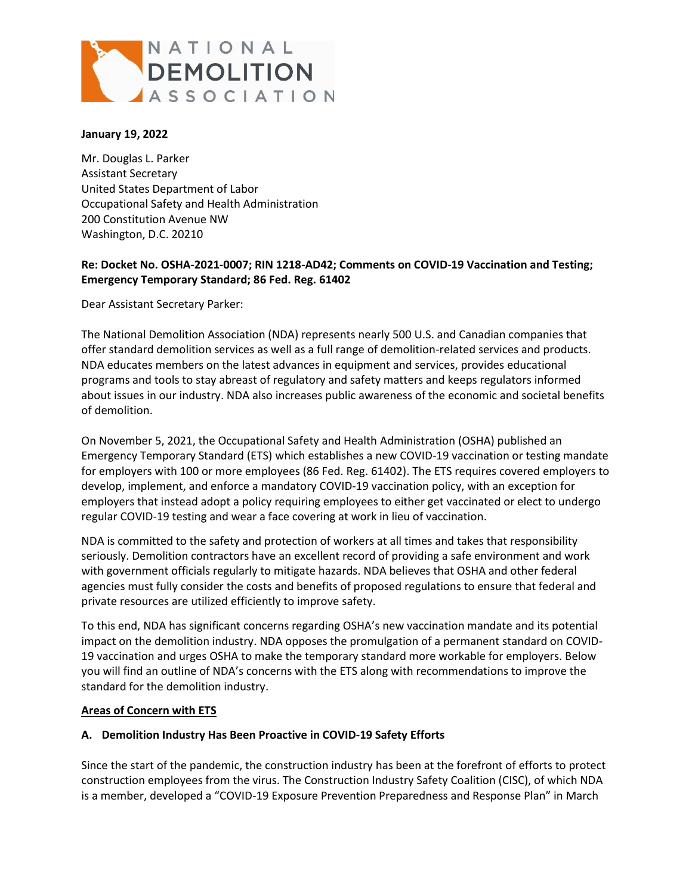NATIONAL DEMOLITION ASSOCIATION

**January 19, 2022**

Mr. Douglas L. Parker
Assistant Secretary
United States Department of Labor
Occupational Safety and Health Administration
200 Constitution Avenue NW
Washington, D.C. 20210

**Re: Docket No. OSHA-2021-0007; RIN 1218-AD42; Comments on COVID-19 Vaccination and Testing; Emergency Temporary Standard; 86 Fed. Reg. 61402**

Dear Assistant Secretary Parker:

The National Demolition Association (NDA) represents nearly 500 U.S. and Canadian companies that offer standard demolition services as well as a full range of demolition-related services and products. NDA educates members on the latest advances in equipment and services, provides educational programs and tools to stay abreast of regulatory and safety matters and keeps regulators informed about issues in our industry. NDA also increases public awareness of the economic and societal benefits of demolition.

On November 5, 2021, the Occupational Safety and Health Administration (OSHA) published an Emergency Temporary Standard (ETS) which establishes a new COVID-19 vaccination or testing mandate for employers with 100 or more employees (86 Fed. Reg. 61402). The ETS requires covered employers to develop, implement, and enforce a mandatory COVID-19 vaccination policy, with an exception for employers that instead adopt a policy requiring employees to either get vaccinated or elect to undergo regular COVID-19 testing and wear a face covering at work in lieu of vaccination.

NDA is committed to the safety and protection of workers at all times and takes that responsibility seriously. Demolition contractors have an excellent record of providing a safe environment and work with government officials regularly to mitigate hazards. NDA believes that OSHA and other federal agencies must fully consider the costs and benefits of proposed regulations to ensure that federal and private resources are utilized efficiently to improve safety.

To this end, NDA has significant concerns regarding OSHA's new vaccination mandate and its potential impact on the demolition industry. NDA opposes the promulgation of a permanent standard on COVID-19 vaccination and urges OSHA to make the temporary standard more workable for employers. Below you will find an outline of NDA's concerns with the ETS along with recommendations to improve the standard for the demolition industry.

## Areas of Concern with ETS

### A. Demolition Industry Has Been Proactive in COVID-19 Safety Efforts

Since the start of the pandemic, the construction industry has been at the forefront of efforts to protect construction employees from the virus. The Construction Industry Safety Coalition (CISC), of which NDA is a member, developed a "COVID-19 Exposure Prevention Preparedness and Response Plan" in March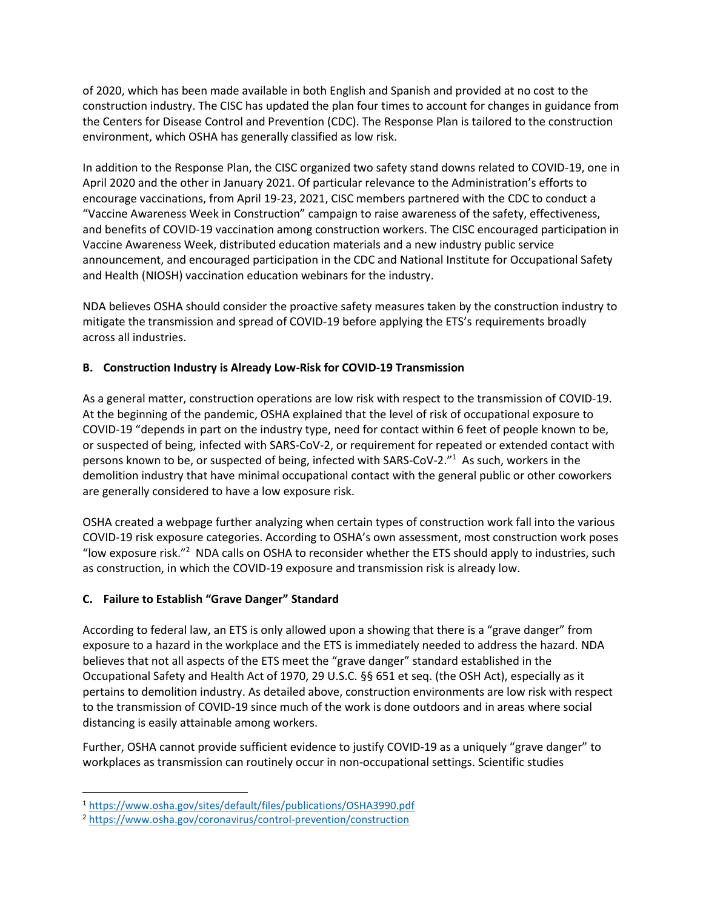of 2020, which has been made available in both English and Spanish and provided at no cost to the construction industry. The CISC has updated the plan four times to account for changes in guidance from the Centers for Disease Control and Prevention (CDC). The Response Plan is tailored to the construction environment, which OSHA has generally classified as low risk.

In addition to the Response Plan, the CISC organized two safety stand downs related to COVID-19, one in April 2020 and the other in January 2021. Of particular relevance to the Administration's efforts to encourage vaccinations, from April 19-23, 2021, CISC members partnered with the CDC to conduct a "Vaccine Awareness Week in Construction" campaign to raise awareness of the safety, effectiveness, and benefits of COVID-19 vaccination among construction workers. The CISC encouraged participation in Vaccine Awareness Week, distributed education materials and a new industry public service announcement, and encouraged participation in the CDC and National Institute for Occupational Safety and Health (NIOSH) vaccination education webinars for the industry.

NDA believes OSHA should consider the proactive safety measures taken by the construction industry to mitigate the transmission and spread of COVID-19 before applying the ETS's requirements broadly across all industries.

### B. Construction Industry is Already Low-Risk for COVID-19 Transmission

As a general matter, construction operations are low risk with respect to the transmission of COVID-19. At the beginning of the pandemic, OSHA explained that the level of risk of occupational exposure to COVID-19 "depends in part on the industry type, need for contact within 6 feet of people known to be, or suspected of being, infected with SARS-CoV-2, or requirement for repeated or extended contact with persons known to be, or suspected of being, infected with SARS-CoV-2."[1] As such, workers in the demolition industry that have minimal occupational contact with the general public or other coworkers are generally considered to have a low exposure risk.

OSHA created a webpage further analyzing when certain types of construction work fall into the various COVID-19 risk exposure categories. According to OSHA's own assessment, most construction work poses "low exposure risk."[2] NDA calls on OSHA to reconsider whether the ETS should apply to industries, such as construction, in which the COVID-19 exposure and transmission risk is already low.

### C. Failure to Establish "Grave Danger" Standard

According to federal law, an ETS is only allowed upon a showing that there is a "grave danger" from exposure to a hazard in the workplace and the ETS is immediately needed to address the hazard. NDA believes that not all aspects of the ETS meet the "grave danger" standard established in the Occupational Safety and Health Act of 1970, 29 U.S.C. §§ 651 et seq. (the OSH Act), especially as it pertains to demolition industry. As detailed above, construction environments are low risk with respect to the transmission of COVID-19 since much of the work is done outdoors and in areas where social distancing is easily attainable among workers.

Further, OSHA cannot provide sufficient evidence to justify COVID-19 as a uniquely "grave danger" to workplaces as transmission can routinely occur in non-occupational settings. Scientific studies

---

[1] https://www.osha.gov/sites/default/files/publications/OSHA3990.pdf

[2] https://www.osha.gov/coronavirus/control-prevention/construction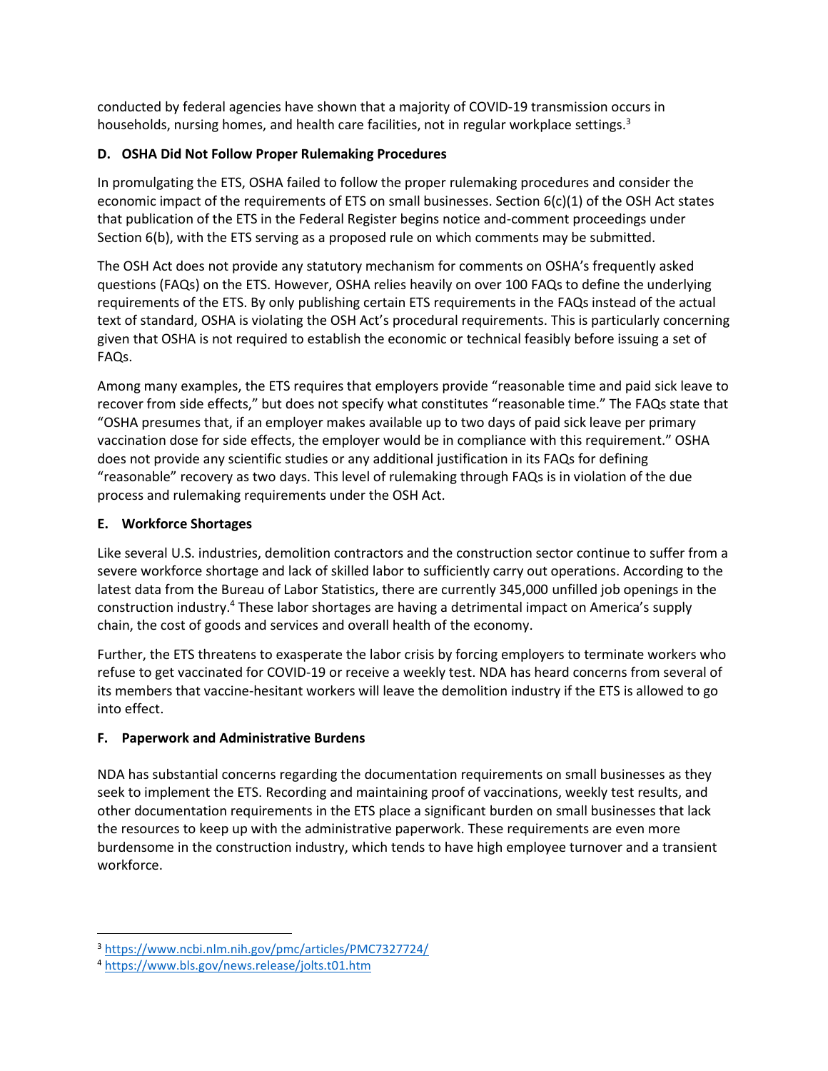conducted by federal agencies have shown that a majority of COVID-19 transmission occurs in households, nursing homes, and health care facilities, not in regular workplace settings.[3]

### D. OSHA Did Not Follow Proper Rulemaking Procedures

In promulgating the ETS, OSHA failed to follow the proper rulemaking procedures and consider the economic impact of the requirements of ETS on small businesses. Section 6(c)(1) of the OSH Act states that publication of the ETS in the Federal Register begins notice and-comment proceedings under Section 6(b), with the ETS serving as a proposed rule on which comments may be submitted.

The OSH Act does not provide any statutory mechanism for comments on OSHA's frequently asked questions (FAQs) on the ETS. However, OSHA relies heavily on over 100 FAQs to define the underlying requirements of the ETS. By only publishing certain ETS requirements in the FAQs instead of the actual text of standard, OSHA is violating the OSH Act's procedural requirements. This is particularly concerning given that OSHA is not required to establish the economic or technical feasibly before issuing a set of FAQs.

Among many examples, the ETS requires that employers provide "reasonable time and paid sick leave to recover from side effects," but does not specify what constitutes "reasonable time." The FAQs state that "OSHA presumes that, if an employer makes available up to two days of paid sick leave per primary vaccination dose for side effects, the employer would be in compliance with this requirement." OSHA does not provide any scientific studies or any additional justification in its FAQs for defining "reasonable" recovery as two days. This level of rulemaking through FAQs is in violation of the due process and rulemaking requirements under the OSH Act.

### E. Workforce Shortages

Like several U.S. industries, demolition contractors and the construction sector continue to suffer from a severe workforce shortage and lack of skilled labor to sufficiently carry out operations. According to the latest data from the Bureau of Labor Statistics, there are currently 345,000 unfilled job openings in the construction industry.[4] These labor shortages are having a detrimental impact on America's supply chain, the cost of goods and services and overall health of the economy.

Further, the ETS threatens to exasperate the labor crisis by forcing employers to terminate workers who refuse to get vaccinated for COVID-19 or receive a weekly test. NDA has heard concerns from several of its members that vaccine-hesitant workers will leave the demolition industry if the ETS is allowed to go into effect.

### F. Paperwork and Administrative Burdens

NDA has substantial concerns regarding the documentation requirements on small businesses as they seek to implement the ETS. Recording and maintaining proof of vaccinations, weekly test results, and other documentation requirements in the ETS place a significant burden on small businesses that lack the resources to keep up with the administrative paperwork. These requirements are even more burdensome in the construction industry, which tends to have high employee turnover and a transient workforce.

---

[3] https://www.ncbi.nlm.nih.gov/pmc/articles/PMC7327724/

[4] https://www.bls.gov/news.release/jolts.t01.htm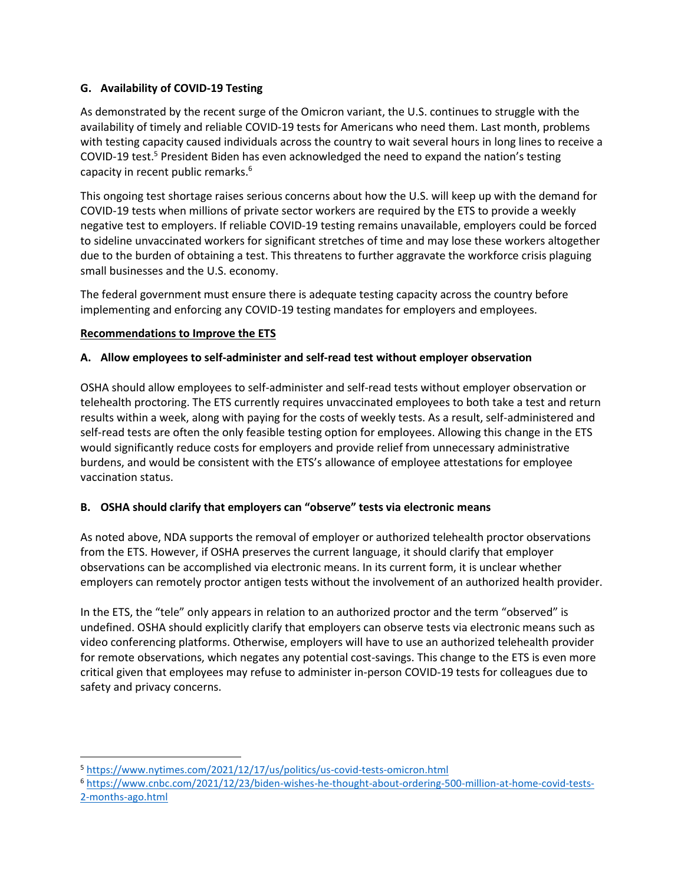### G. Availability of COVID-19 Testing

As demonstrated by the recent surge of the Omicron variant, the U.S. continues to struggle with the availability of timely and reliable COVID-19 tests for Americans who need them. Last month, problems with testing capacity caused individuals across the country to wait several hours in long lines to receive a COVID-19 test.[5] President Biden has even acknowledged the need to expand the nation's testing capacity in recent public remarks.[6]

This ongoing test shortage raises serious concerns about how the U.S. will keep up with the demand for COVID-19 tests when millions of private sector workers are required by the ETS to provide a weekly negative test to employers. If reliable COVID-19 testing remains unavailable, employers could be forced to sideline unvaccinated workers for significant stretches of time and may lose these workers altogether due to the burden of obtaining a test. This threatens to further aggravate the workforce crisis plaguing small businesses and the U.S. economy.

The federal government must ensure there is adequate testing capacity across the country before implementing and enforcing any COVID-19 testing mandates for employers and employees.

## Recommendations to Improve the ETS

### A. Allow employees to self-administer and self-read test without employer observation

OSHA should allow employees to self-administer and self-read tests without employer observation or telehealth proctoring. The ETS currently requires unvaccinated employees to both take a test and return results within a week, along with paying for the costs of weekly tests. As a result, self-administered and self-read tests are often the only feasible testing option for employees. Allowing this change in the ETS would significantly reduce costs for employers and provide relief from unnecessary administrative burdens, and would be consistent with the ETS's allowance of employee attestations for employee vaccination status.

### B. OSHA should clarify that employers can "observe" tests via electronic means

As noted above, NDA supports the removal of employer or authorized telehealth proctor observations from the ETS. However, if OSHA preserves the current language, it should clarify that employer observations can be accomplished via electronic means. In its current form, it is unclear whether employers can remotely proctor antigen tests without the involvement of an authorized health provider.

In the ETS, the "tele" only appears in relation to an authorized proctor and the term "observed" is undefined. OSHA should explicitly clarify that employers can observe tests via electronic means such as video conferencing platforms. Otherwise, employers will have to use an authorized telehealth provider for remote observations, which negates any potential cost-savings. This change to the ETS is even more critical given that employees may refuse to administer in-person COVID-19 tests for colleagues due to safety and privacy concerns.

---

[5] https://www.nytimes.com/2021/12/17/us/politics/us-covid-tests-omicron.html

[6] https://www.cnbc.com/2021/12/23/biden-wishes-he-thought-about-ordering-500-million-at-home-covid-tests-2-months-ago.html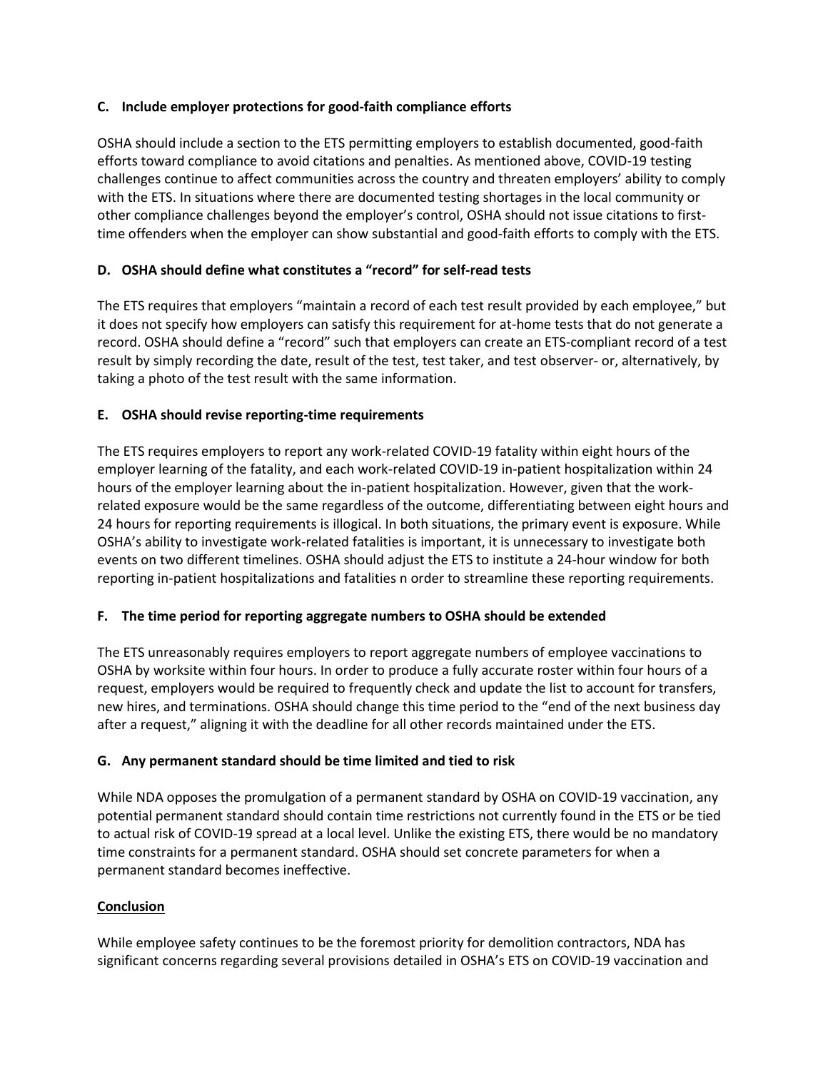### C. Include employer protections for good-faith compliance efforts

OSHA should include a section to the ETS permitting employers to establish documented, good-faith efforts toward compliance to avoid citations and penalties. As mentioned above, COVID-19 testing challenges continue to affect communities across the country and threaten employers' ability to comply with the ETS. In situations where there are documented testing shortages in the local community or other compliance challenges beyond the employer's control, OSHA should not issue citations to first-time offenders when the employer can show substantial and good-faith efforts to comply with the ETS.

### D. OSHA should define what constitutes a "record" for self-read tests

The ETS requires that employers "maintain a record of each test result provided by each employee," but it does not specify how employers can satisfy this requirement for at-home tests that do not generate a record. OSHA should define a "record" such that employers can create an ETS-compliant record of a test result by simply recording the date, result of the test, test taker, and test observer- or, alternatively, by taking a photo of the test result with the same information.

### E. OSHA should revise reporting-time requirements

The ETS requires employers to report any work-related COVID-19 fatality within eight hours of the employer learning of the fatality, and each work-related COVID-19 in-patient hospitalization within 24 hours of the employer learning about the in-patient hospitalization. However, given that the work-related exposure would be the same regardless of the outcome, differentiating between eight hours and 24 hours for reporting requirements is illogical. In both situations, the primary event is exposure. While OSHA's ability to investigate work-related fatalities is important, it is unnecessary to investigate both events on two different timelines. OSHA should adjust the ETS to institute a 24-hour window for both reporting in-patient hospitalizations and fatalities n order to streamline these reporting requirements.

### F. The time period for reporting aggregate numbers to OSHA should be extended

The ETS unreasonably requires employers to report aggregate numbers of employee vaccinations to OSHA by worksite within four hours. In order to produce a fully accurate roster within four hours of a request, employers would be required to frequently check and update the list to account for transfers, new hires, and terminations. OSHA should change this time period to the "end of the next business day after a request," aligning it with the deadline for all other records maintained under the ETS.

### G. Any permanent standard should be time limited and tied to risk

While NDA opposes the promulgation of a permanent standard by OSHA on COVID-19 vaccination, any potential permanent standard should contain time restrictions not currently found in the ETS or be tied to actual risk of COVID-19 spread at a local level. Unlike the existing ETS, there would be no mandatory time constraints for a permanent standard. OSHA should set concrete parameters for when a permanent standard becomes ineffective.

## Conclusion

While employee safety continues to be the foremost priority for demolition contractors, NDA has significant concerns regarding several provisions detailed in OSHA's ETS on COVID-19 vaccination and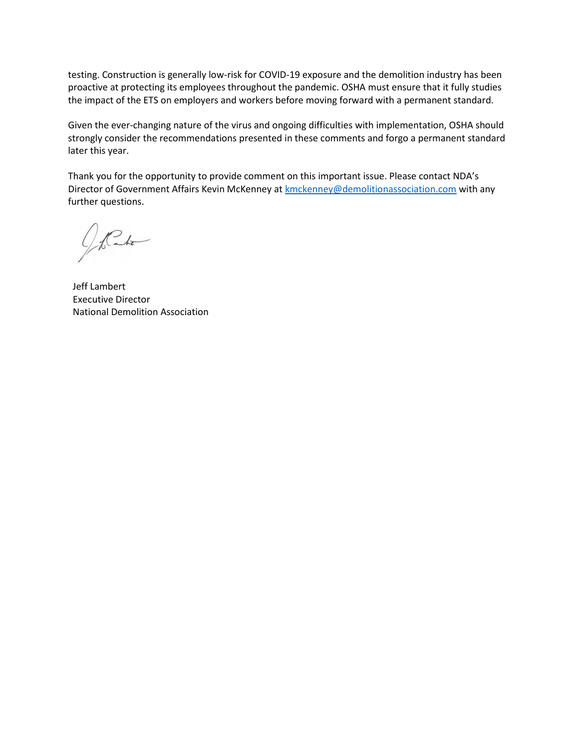testing. Construction is generally low-risk for COVID-19 exposure and the demolition industry has been proactive at protecting its employees throughout the pandemic. OSHA must ensure that it fully studies the impact of the ETS on employers and workers before moving forward with a permanent standard.

Given the ever-changing nature of the virus and ongoing difficulties with implementation, OSHA should strongly consider the recommendations presented in these comments and forgo a permanent standard later this year.

Thank you for the opportunity to provide comment on this important issue. Please contact NDA's Director of Government Affairs Kevin McKenney at kmckenney@demolitionassociation.com with any further questions.

Jeff Lambert
Executive Director
National Demolition Association